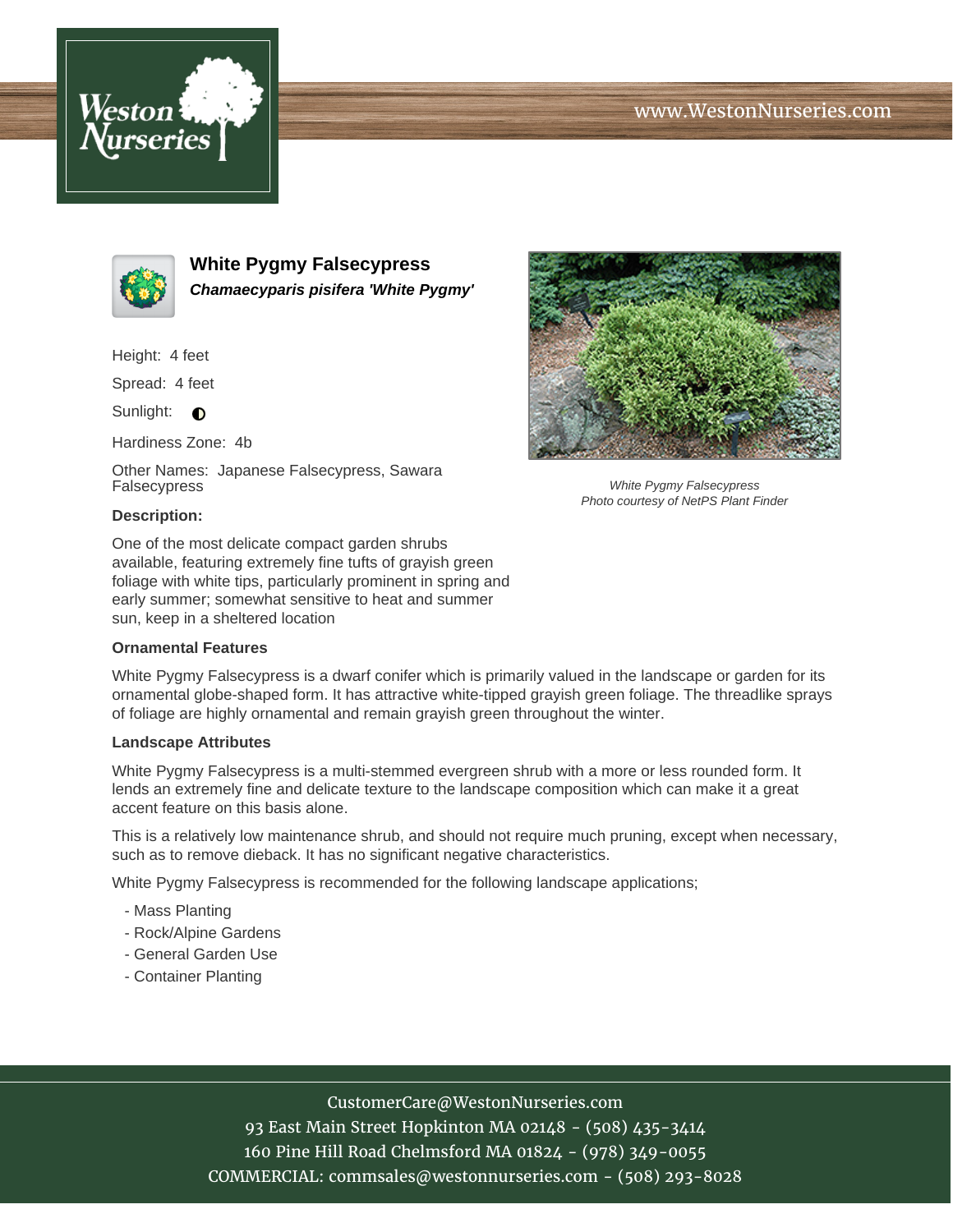www.WestonNurseries.com

# White Pygmy Falsecypress

***Chamaecyparis pisifera 'White Pygmy'***

Height: 4 feet

Spread: 4 feet

Sunlight: ◐

Hardiness Zone: 4b

Other Names: Japanese Falsecypress, Sawara Falsecypress

White Pygmy Falsecypress
*Photo courtesy of NetPS Plant Finder*

**Description:**

One of the most delicate compact garden shrubs available, featuring extremely fine tufts of grayish green foliage with white tips, particularly prominent in spring and early summer; somewhat sensitive to heat and summer sun, keep in a sheltered location

**Ornamental Features**

White Pygmy Falsecypress is a dwarf conifer which is primarily valued in the landscape or garden for its ornamental globe-shaped form. It has attractive white-tipped grayish green foliage. The threadlike sprays of foliage are highly ornamental and remain grayish green throughout the winter.

**Landscape Attributes**

White Pygmy Falsecypress is a multi-stemmed evergreen shrub with a more or less rounded form. It lends an extremely fine and delicate texture to the landscape composition which can make it a great accent feature on this basis alone.

This is a relatively low maintenance shrub, and should not require much pruning, except when necessary, such as to remove dieback. It has no significant negative characteristics.

White Pygmy Falsecypress is recommended for the following landscape applications;

- Mass Planting
- Rock/Alpine Gardens
- General Garden Use
- Container Planting

CustomerCare@WestonNurseries.com
93 East Main Street Hopkinton MA 02148 - (508) 435-3414
160 Pine Hill Road Chelmsford MA 01824 - (978) 349-0055
COMMERCIAL: commsales@westonnurseries.com - (508) 293-8028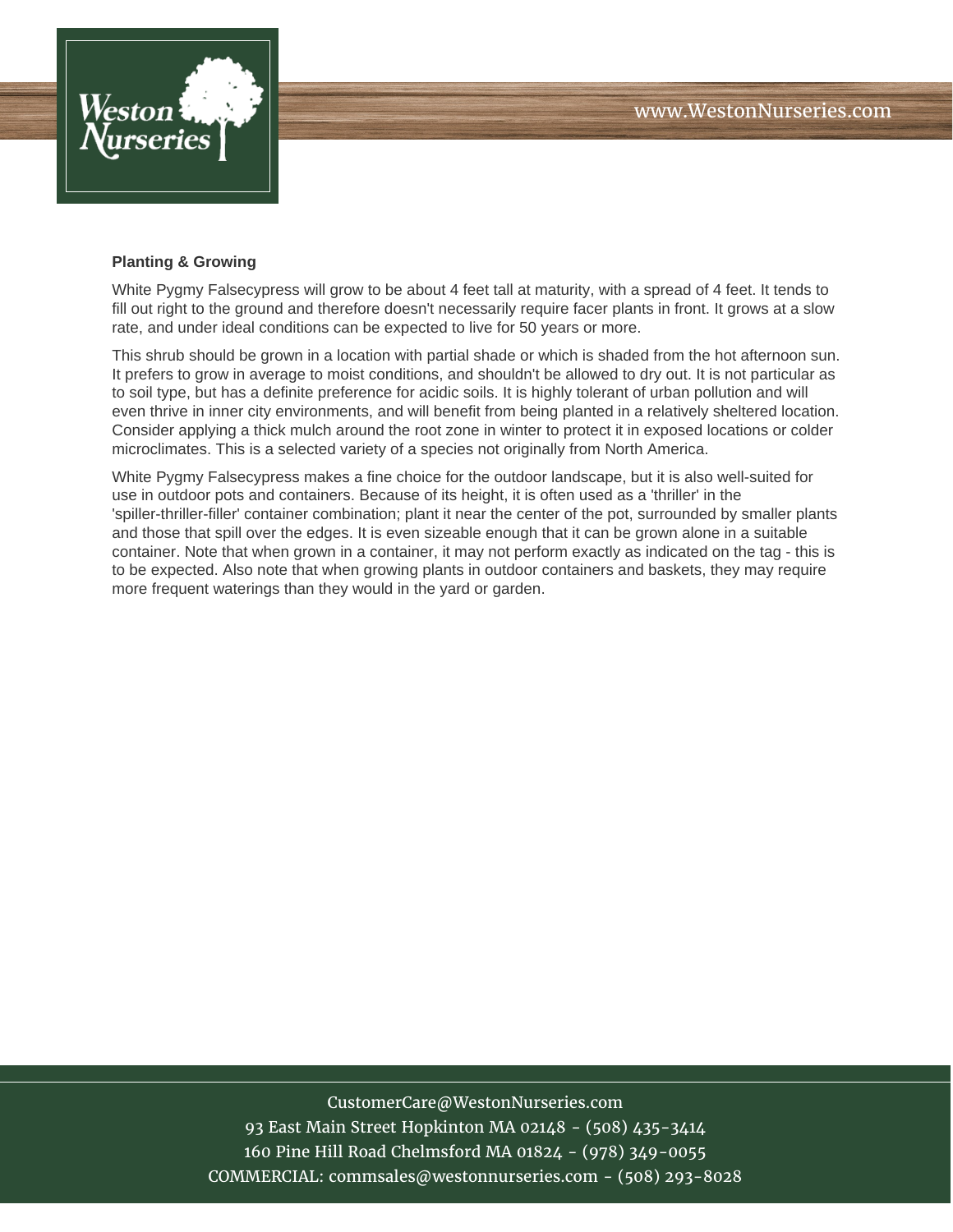**Planting & Growing**

White Pygmy Falsecypress will grow to be about 4 feet tall at maturity, with a spread of 4 feet. It tends to fill out right to the ground and therefore doesn't necessarily require facer plants in front. It grows at a slow rate, and under ideal conditions can be expected to live for 50 years or more.

This shrub should be grown in a location with partial shade or which is shaded from the hot afternoon sun. It prefers to grow in average to moist conditions, and shouldn't be allowed to dry out. It is not particular as to soil type, but has a definite preference for acidic soils. It is highly tolerant of urban pollution and will even thrive in inner city environments, and will benefit from being planted in a relatively sheltered location. Consider applying a thick mulch around the root zone in winter to protect it in exposed locations or colder microclimates. This is a selected variety of a species not originally from North America.

White Pygmy Falsecypress makes a fine choice for the outdoor landscape, but it is also well-suited for use in outdoor pots and containers. Because of its height, it is often used as a 'thriller' in the 'spiller-thriller-filler' container combination; plant it near the center of the pot, surrounded by smaller plants and those that spill over the edges. It is even sizeable enough that it can be grown alone in a suitable container. Note that when grown in a container, it may not perform exactly as indicated on the tag - this is to be expected. Also note that when growing plants in outdoor containers and baskets, they may require more frequent waterings than they would in the yard or garden.